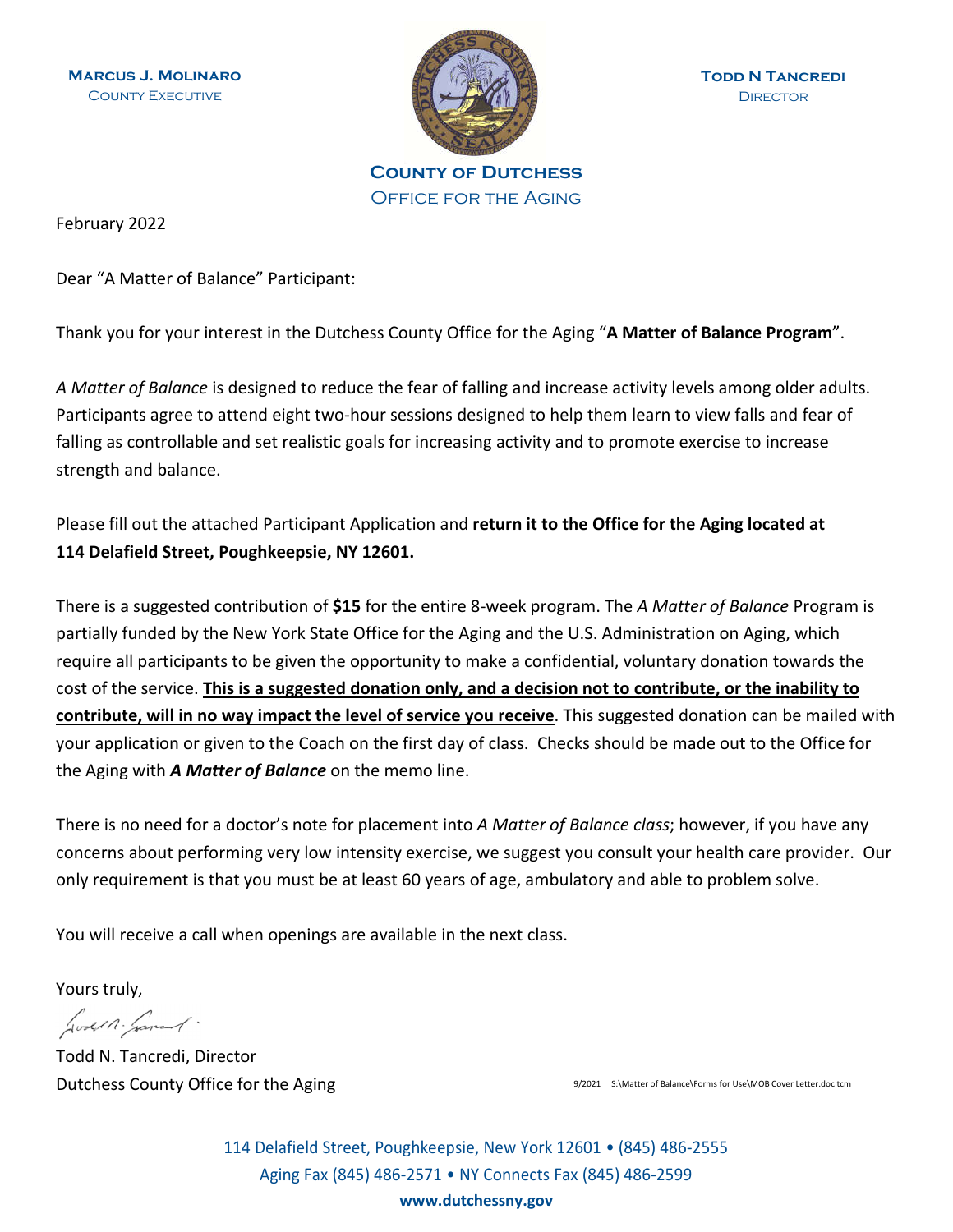**Marcus J. Molinaro**
County Executive

**Todd N Tancredi**
Director

**County of Dutchess**
Office for the Aging

February 2022

Dear "A Matter of Balance" Participant:

Thank you for your interest in the Dutchess County Office for the Aging "**A Matter of Balance Program**".

*A Matter of Balance* is designed to reduce the fear of falling and increase activity levels among older adults. Participants agree to attend eight two-hour sessions designed to help them learn to view falls and fear of falling as controllable and set realistic goals for increasing activity and to promote exercise to increase strength and balance.

Please fill out the attached Participant Application and **return it to the Office for the Aging located at 114 Delafield Street, Poughkeepsie, NY 12601.**

There is a suggested contribution of **$15** for the entire 8-week program. The *A Matter of Balance* Program is partially funded by the New York State Office for the Aging and the U.S. Administration on Aging, which require all participants to be given the opportunity to make a confidential, voluntary donation towards the cost of the service. **This is a suggested donation only, and a decision not to contribute, or the inability to contribute, will in no way impact the level of service you receive**. This suggested donation can be mailed with your application or given to the Coach on the first day of class. Checks should be made out to the Office for the Aging with ***A Matter of Balance*** on the memo line.

There is no need for a doctor's note for placement into *A Matter of Balance class*; however, if you have any concerns about performing very low intensity exercise, we suggest you consult your health care provider. Our only requirement is that you must be at least 60 years of age, ambulatory and able to problem solve.

You will receive a call when openings are available in the next class.

Yours truly,

Todd N. Tancredi, Director
Dutchess County Office for the Aging

9/2021 S:\Matter of Balance\Forms for Use\MOB Cover Letter.doc tcm

114 Delafield Street, Poughkeepsie, New York 12601 • (845) 486-2555
Aging Fax (845) 486-2571 • NY Connects Fax (845) 486-2599
**www.dutchessny.gov**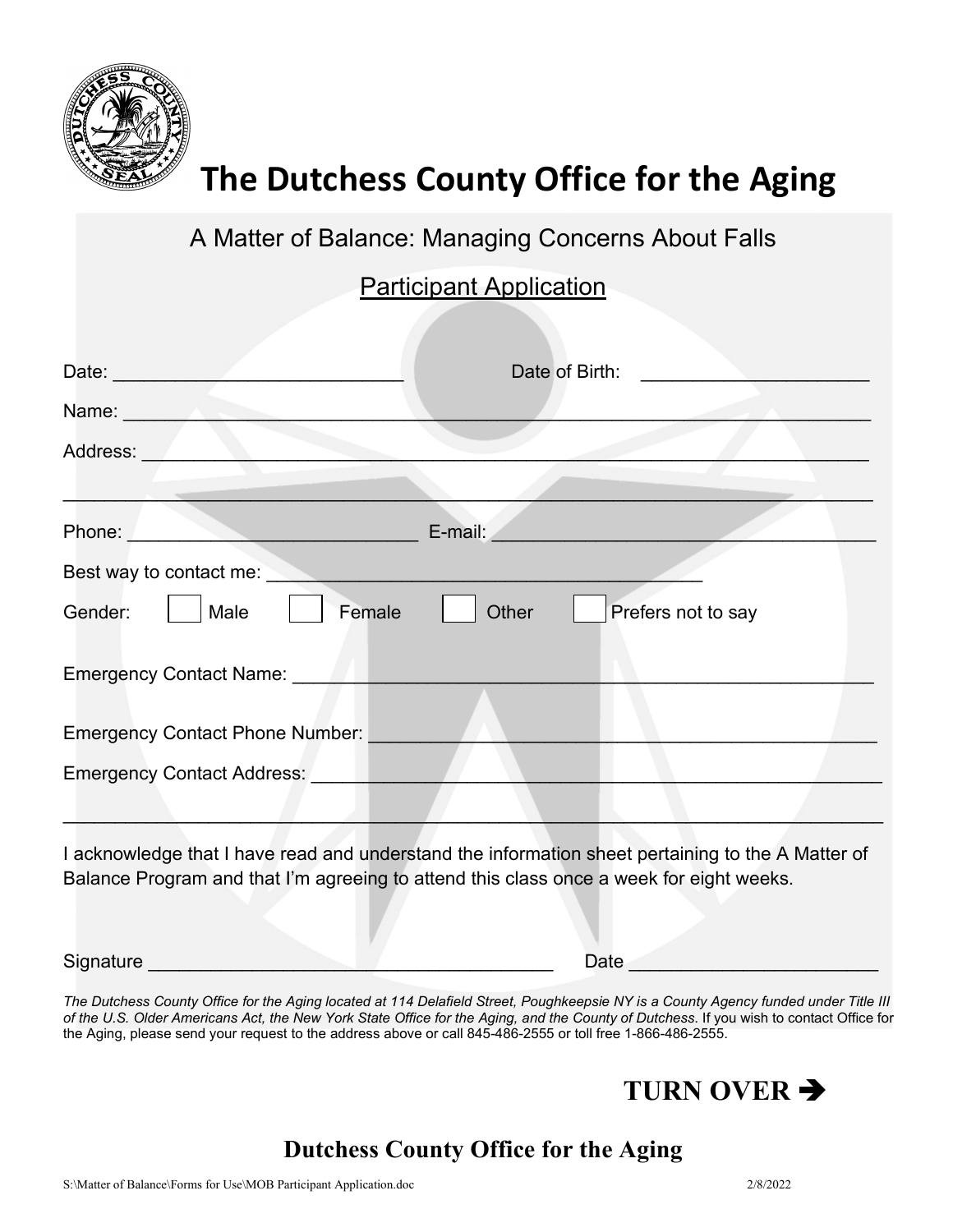# The Dutchess County Office for the Aging

A Matter of Balance: Managing Concerns About Falls

Participant Application

Date: ___________________________ Date of Birth: _____________________

Name: ______________________________________________________________________

Address: ____________________________________________________________________

____________________________________________________________________________

Phone: ___________________________ E-mail: ___________________________________

Best way to contact me: ________________________________________

Gender: ☐ Male ☐ Female ☐ Other ☐ Prefers not to say

Emergency Contact Name: ______________________________________________________

Emergency Contact Phone Number: ________________________________________________

Emergency Contact Address: _____________________________________________________

____________________________________________________________________________

I acknowledge that I have read and understand the information sheet pertaining to the A Matter of Balance Program and that I'm agreeing to attend this class once a week for eight weeks.

Signature _____________________________________ Date _______________________

*The Dutchess County Office for the Aging located at 114 Delafield Street, Poughkeepsie NY is a County Agency funded under Title III of the U.S. Older Americans Act, the New York State Office for the Aging, and the County of Dutchess.* If you wish to contact Office for the Aging, please send your request to the address above or call 845-486-2555 or toll free 1-866-486-2555.

**TURN OVER ➔**

**Dutchess County Office for the Aging**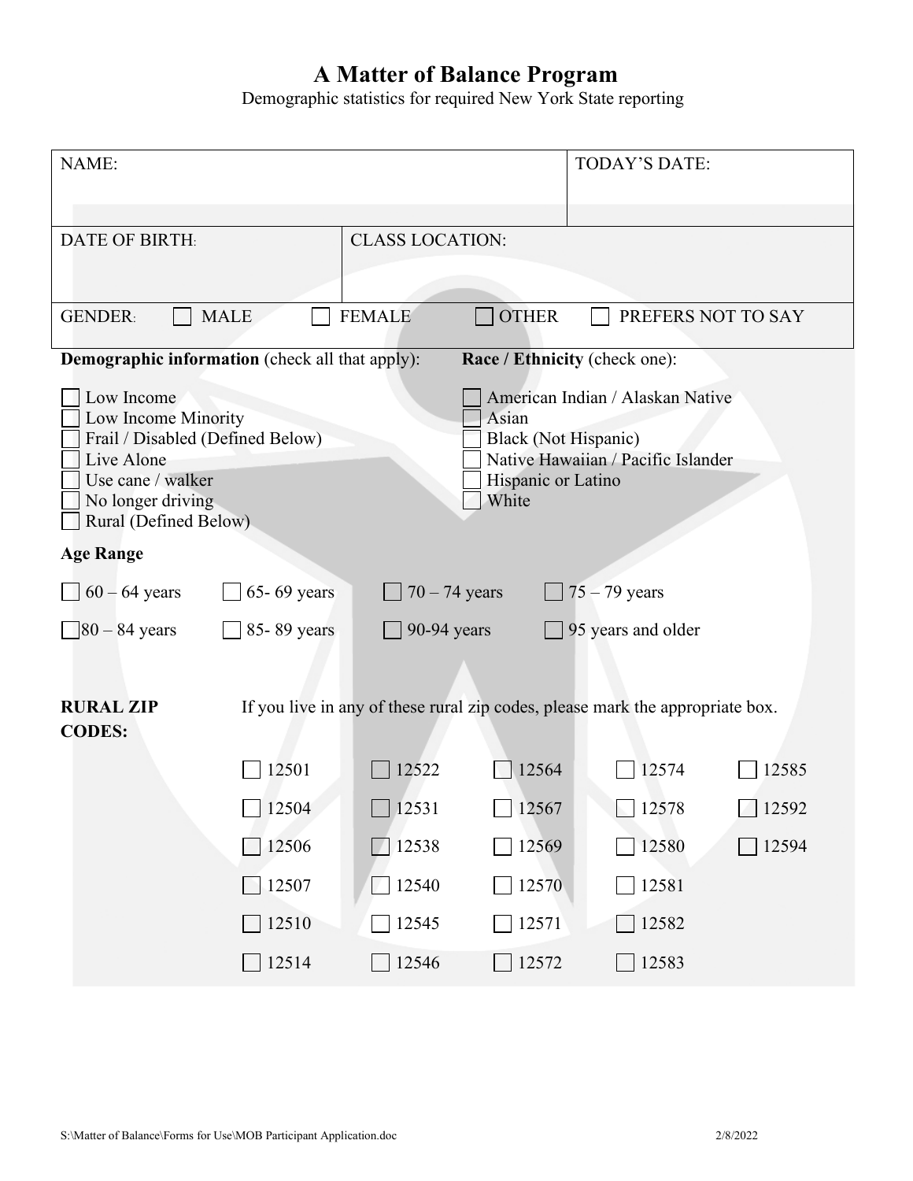# A Matter of Balance Program

Demographic statistics for required New York State reporting

| NAME: | | TODAY'S DATE: |
|---|---|---|
| DATE OF BIRTH: | CLASS LOCATION: | |
| GENDER: ☐ MALE ☐ FEMALE ☐ OTHER ☐ PREFERS NOT TO SAY | | |

**Demographic information** (check all that apply):

- ☐ Low Income
- ☐ Low Income Minority
- ☐ Frail / Disabled (Defined Below)
- ☐ Live Alone
- ☐ Use cane / walker
- ☐ No longer driving
- ☐ Rural (Defined Below)

**Race / Ethnicity** (check one):

- ☐ American Indian / Alaskan Native
- ☐ Asian
- ☐ Black (Not Hispanic)
- ☐ Native Hawaiian / Pacific Islander
- ☐ Hispanic or Latino
- ☐ White

**Age Range**

| | | | |
|---|---|---|---|
| ☐ 60 – 64 years | ☐ 65- 69 years | ☐ 70 – 74 years | ☐ 75 – 79 years |
| ☐ 80 – 84 years | ☐ 85- 89 years | ☐ 90-94 years | ☐ 95 years and older |

**RURAL ZIP CODES:** If you live in any of these rural zip codes, please mark the appropriate box.

| | | | | |
|---|---|---|---|---|
| ☐ 12501 | ☐ 12522 | ☐ 12564 | ☐ 12574 | ☐ 12585 |
| ☐ 12504 | ☐ 12531 | ☐ 12567 | ☐ 12578 | ☐ 12592 |
| ☐ 12506 | ☐ 12538 | ☐ 12569 | ☐ 12580 | ☐ 12594 |
| ☐ 12507 | ☐ 12540 | ☐ 12570 | ☐ 12581 | |
| ☐ 12510 | ☐ 12545 | ☐ 12571 | ☐ 12582 | |
| ☐ 12514 | ☐ 12546 | ☐ 12572 | ☐ 12583 | |

S:\Matter of Balance\Forms for Use\MOB Participant Application.doc 2/8/2022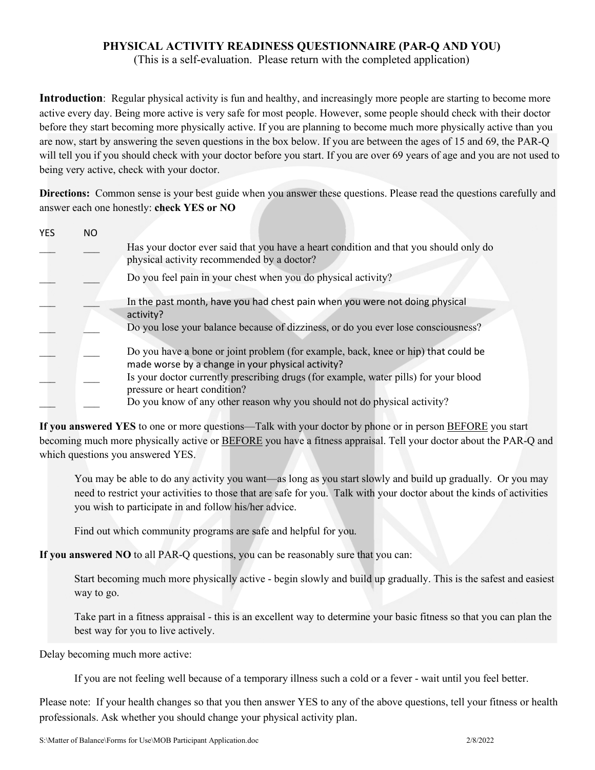# PHYSICAL ACTIVITY READINESS QUESTIONNAIRE (PAR-Q AND YOU)

(This is a self-evaluation. Please return with the completed application)

**Introduction**: Regular physical activity is fun and healthy, and increasingly more people are starting to become more active every day. Being more active is very safe for most people. However, some people should check with their doctor before they start becoming more physically active. If you are planning to become much more physically active than you are now, start by answering the seven questions in the box below. If you are between the ages of 15 and 69, the PAR-Q will tell you if you should check with your doctor before you start. If you are over 69 years of age and you are not used to being very active, check with your doctor.

**Directions:** Common sense is your best guide when you answer these questions. Please read the questions carefully and answer each one honestly: **check YES or NO**

| YES | NO | |
|---|---|---|
| ___ | ___ | Has your doctor ever said that you have a heart condition and that you should only do physical activity recommended by a doctor? |
| ___ | ___ | Do you feel pain in your chest when you do physical activity? |
| ___ | ___ | In the past month, have you had chest pain when you were not doing physical activity? |
| ___ | ___ | Do you lose your balance because of dizziness, or do you ever lose consciousness? |
| ___ | ___ | Do you have a bone or joint problem (for example, back, knee or hip) that could be made worse by a change in your physical activity? |
| ___ | ___ | Is your doctor currently prescribing drugs (for example, water pills) for your blood pressure or heart condition? |
| ___ | ___ | Do you know of any other reason why you should not do physical activity? |

**If you answered YES** to one or more questions—Talk with your doctor by phone or in person BEFORE you start becoming much more physically active or BEFORE you have a fitness appraisal. Tell your doctor about the PAR-Q and which questions you answered YES.

You may be able to do any activity you want—as long as you start slowly and build up gradually. Or you may need to restrict your activities to those that are safe for you. Talk with your doctor about the kinds of activities you wish to participate in and follow his/her advice.

Find out which community programs are safe and helpful for you.

**If you answered NO** to all PAR-Q questions, you can be reasonably sure that you can:

Start becoming much more physically active - begin slowly and build up gradually. This is the safest and easiest way to go.

Take part in a fitness appraisal - this is an excellent way to determine your basic fitness so that you can plan the best way for you to live actively.

Delay becoming much more active:

If you are not feeling well because of a temporary illness such a cold or a fever - wait until you feel better.

Please note: If your health changes so that you then answer YES to any of the above questions, tell your fitness or health professionals. Ask whether you should change your physical activity plan.